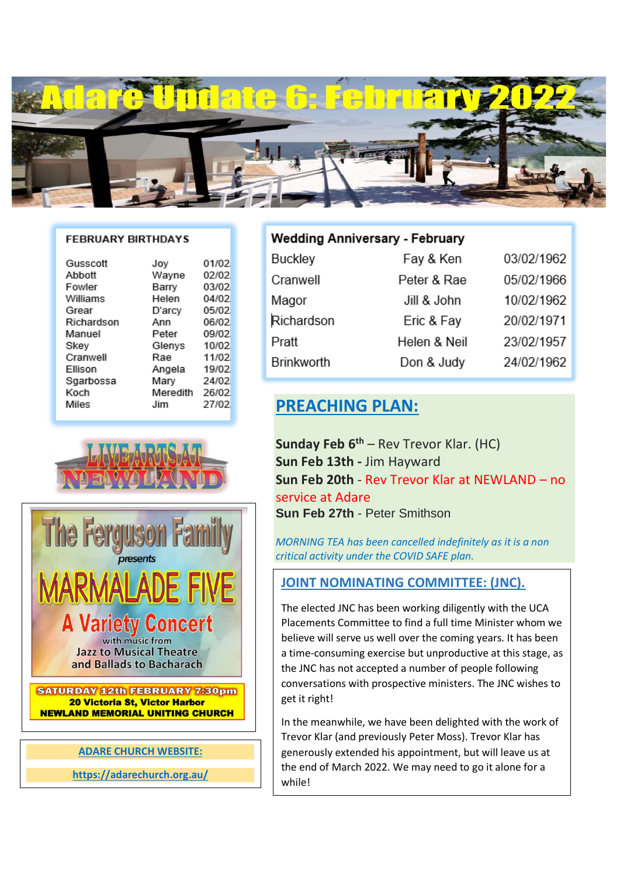# Adare Update 6: February 2022

## FEBRUARY BIRTHDAYS

| | | |
|---|---|---|
| Gusscott | Joy | 01/02 |
| Abbott | Wayne | 02/02 |
| Fowler | Barry | 03/02 |
| Williams | Helen | 04/02 |
| Grear | D'arcy | 05/02 |
| Richardson | Ann | 06/02 |
| Manuel | Peter | 09/02 |
| Skey | Glenys | 10/02 |
| Cranwell | Rae | 11/02 |
| Ellison | Angela | 19/02 |
| Sgarbossa | Mary | 24/02 |
| Koch | Meredith | 26/02 |
| Miles | Jim | 27/02 |

## LIVE ARTS AT NEWLAND

**The Ferguson Family** *presents*

**MARMALADE FIVE**

**A Variety Concert**

with music from
Jazz to Musical Theatre
and Ballads to Bacharach

**SATURDAY 12th FEBRUARY 7:30pm**
**20 Victoria St, Victor Harbor**
**NEWLAND MEMORIAL UNITING CHURCH**

**ADARE CHURCH WEBSITE:**

https://adarechurch.org.au/

## Wedding Anniversary - February

| | | |
|---|---|---|
| Buckley | Fay & Ken | 03/02/1962 |
| Cranwell | Peter & Rae | 05/02/1966 |
| Magor | Jill & John | 10/02/1962 |
| Richardson | Eric & Fay | 20/02/1971 |
| Pratt | Helen & Neil | 23/02/1957 |
| Brinkworth | Don & Judy | 24/02/1962 |

## PREACHING PLAN:

**Sunday Feb 6th** – Rev Trevor Klar. (HC)
**Sun Feb 13th -** Jim Hayward
**Sun Feb 20th** - Rev Trevor Klar at NEWLAND – no service at Adare
**Sun Feb 27th** - Peter Smithson

*MORNING TEA has been cancelled indefinitely as it is a non critical activity under the COVID SAFE plan.*

## JOINT NOMINATING COMMITTEE: (JNC).

The elected JNC has been working diligently with the UCA Placements Committee to find a full time Minister whom we believe will serve us well over the coming years. It has been a time-consuming exercise but unproductive at this stage, as the JNC has not accepted a number of people following conversations with prospective ministers. The JNC wishes to get it right!

In the meanwhile, we have been delighted with the work of Trevor Klar (and previously Peter Moss). Trevor Klar has generously extended his appointment, but will leave us at the end of March 2022. We may need to go it alone for a while!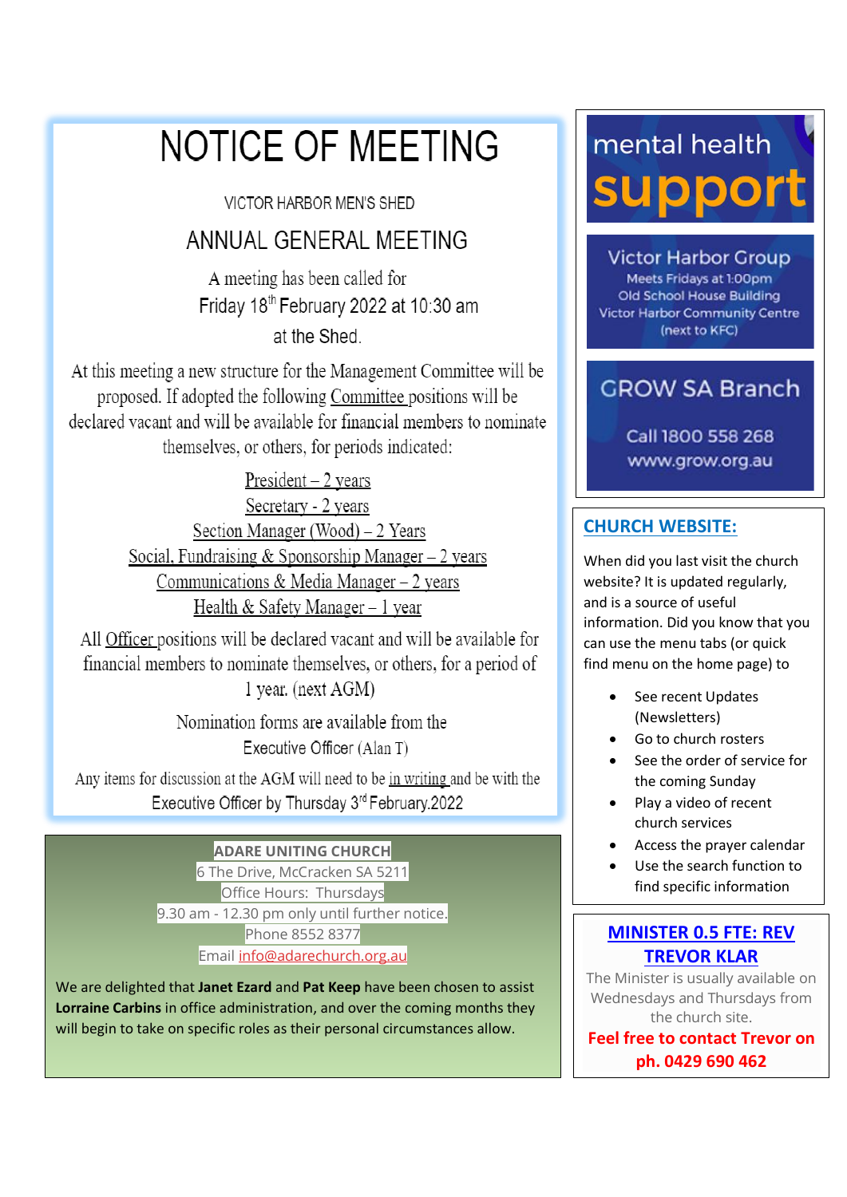# NOTICE OF MEETING

VICTOR HARBOR MEN'S SHED

## ANNUAL GENERAL MEETING

A meeting has been called for

Friday 18th February 2022 at 10:30 am

at the Shed.

At this meeting a new structure for the Management Committee will be proposed. If adopted the following Committee positions will be declared vacant and will be available for financial members to nominate themselves, or others, for periods indicated:

President – 2 years
Secretary - 2 years
Section Manager (Wood) – 2 Years
Social, Fundraising & Sponsorship Manager – 2 years
Communications & Media Manager – 2 years
Health & Safety Manager – 1 year

All Officer positions will be declared vacant and will be available for financial members to nominate themselves, or others, for a period of 1 year. (next AGM)

Nomination forms are available from the Executive Officer (Alan T)

Any items for discussion at the AGM will need to be in writing and be with the Executive Officer by Thursday 3rd February.2022

**ADARE UNITING CHURCH**
6 The Drive, McCracken SA 5211
Office Hours: Thursdays
9.30 am - 12.30 pm only until further notice.
Phone 8552 8377
Email info@adarechurch.org.au

We are delighted that **Janet Ezard** and **Pat Keep** have been chosen to assist **Lorraine Carbins** in office administration, and over the coming months they will begin to take on specific roles as their personal circumstances allow.

mental health **support**

Victor Harbor Group
Meets Fridays at 1:00pm
Old School House Building
Victor Harbor Community Centre
(next to KFC)

GROW SA Branch

Call 1800 558 268
www.grow.org.au

## CHURCH WEBSITE:

When did you last visit the church website? It is updated regularly, and is a source of useful information. Did you know that you can use the menu tabs (or quick find menu on the home page) to

- See recent Updates (Newsletters)
- Go to church rosters
- See the order of service for the coming Sunday
- Play a video of recent church services
- Access the prayer calendar
- Use the search function to find specific information

## MINISTER 0.5 FTE: REV TREVOR KLAR

The Minister is usually available on Wednesdays and Thursdays from the church site.

**Feel free to contact Trevor on ph. 0429 690 462**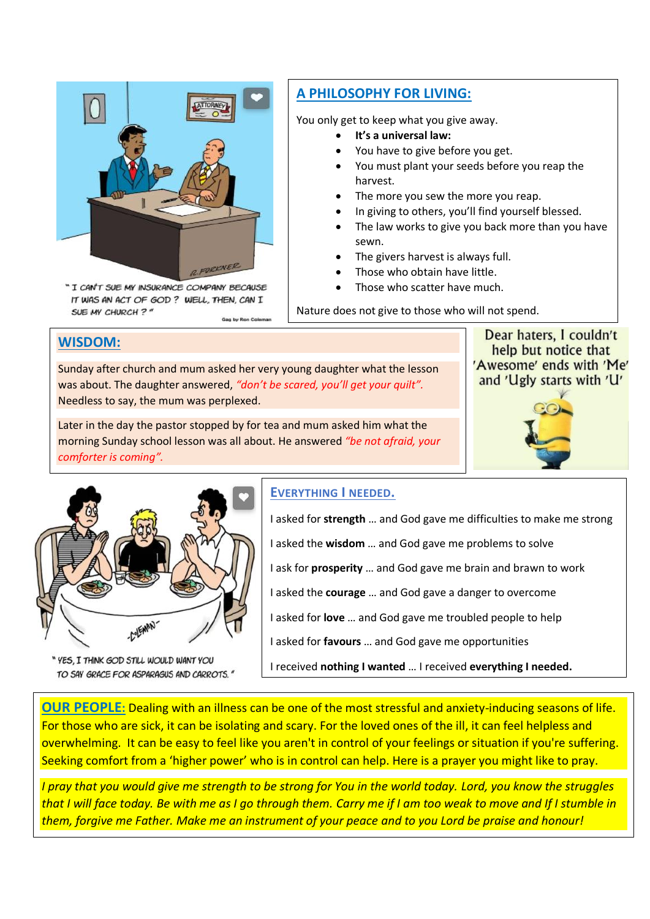"I CAN'T SUE MY INSURANCE COMPANY BECAUSE IT WAS AN ACT OF GOD? WELL, THEN, CAN I SUE MY CHURCH?"

Gag by Ron Coleman

## A PHILOSOPHY FOR LIVING:

You only get to keep what you give away.

- **It's a universal law:**
- You have to give before you get.
- You must plant your seeds before you reap the harvest.
- The more you sew the more you reap.
- In giving to others, you'll find yourself blessed.
- The law works to give you back more than you have sewn.
- The givers harvest is always full.
- Those who obtain have little.
- Those who scatter have much.

Nature does not give to those who will not spend.

## WISDOM:

Sunday after church and mum asked her very young daughter what the lesson was about. The daughter answered, *"don't be scared, you'll get your quilt"*. Needless to say, the mum was perplexed.

Later in the day the pastor stopped by for tea and mum asked him what the morning Sunday school lesson was all about. He answered *"be not afraid, your comforter is coming"*.

Dear haters, I couldn't help but notice that 'Awesome' ends with 'Me' and 'Ugly starts with 'U'

"YES, I THINK GOD STILL WOULD WANT YOU TO SAY GRACE FOR ASPARAGUS AND CARROTS."

## EVERYTHING I NEEDED.

I asked for **strength** … and God gave me difficulties to make me strong

I asked the **wisdom** … and God gave me problems to solve

I ask for **prosperity** … and God gave me brain and brawn to work

I asked the **courage** … and God gave a danger to overcome

I asked for **love** … and God gave me troubled people to help

I asked for **favours** … and God gave me opportunities

I received **nothing I wanted** … I received **everything I needed.**

**OUR PEOPLE:** Dealing with an illness can be one of the most stressful and anxiety-inducing seasons of life. For those who are sick, it can be isolating and scary. For the loved ones of the ill, it can feel helpless and overwhelming. It can be easy to feel like you aren't in control of your feelings or situation if you're suffering. Seeking comfort from a 'higher power' who is in control can help. Here is a prayer you might like to pray.

*I pray that you would give me strength to be strong for You in the world today. Lord, you know the struggles that I will face today. Be with me as I go through them. Carry me if I am too weak to move and If I stumble in them, forgive me Father. Make me an instrument of your peace and to you Lord be praise and honour!*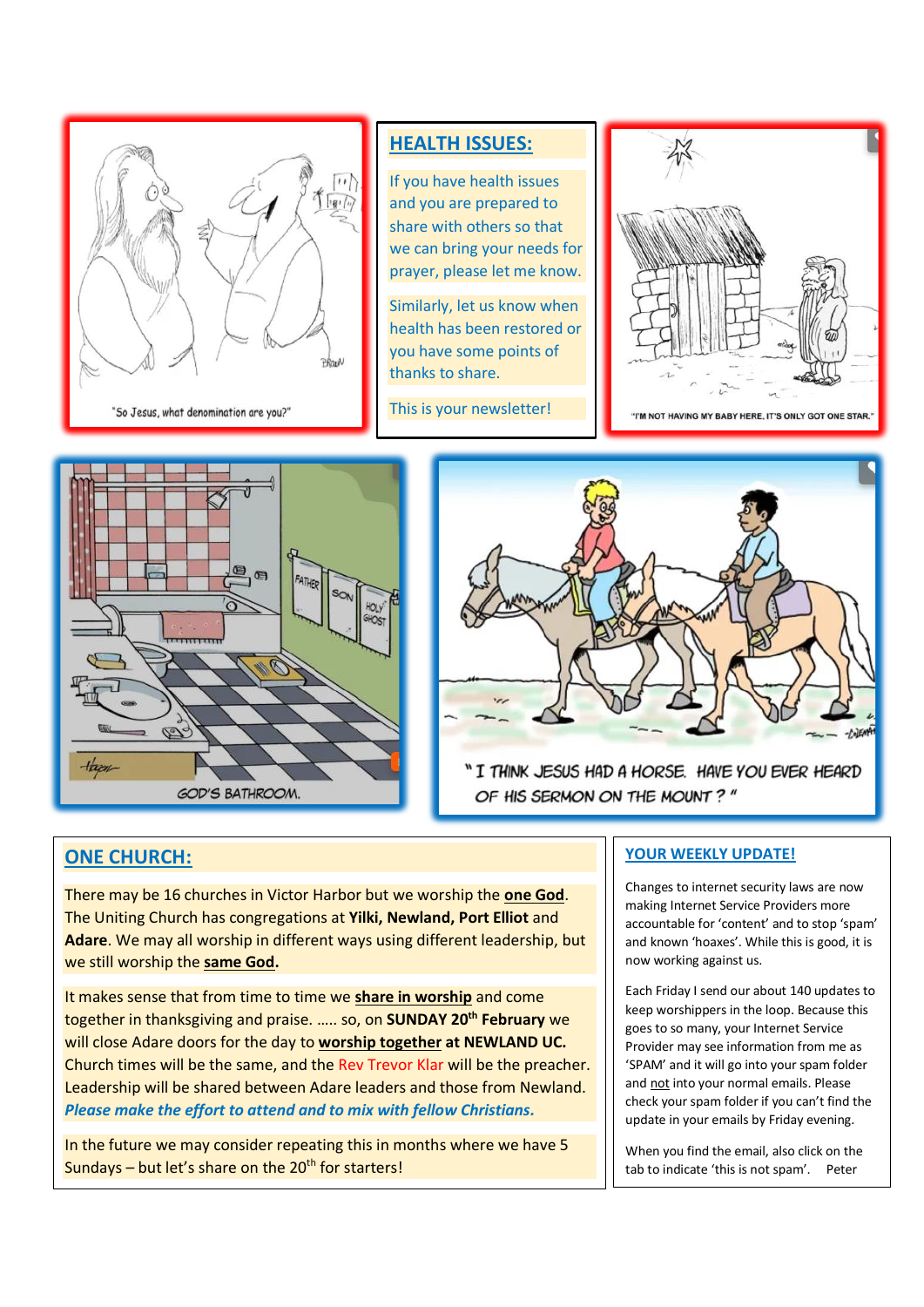"So Jesus, what denomination are you?"

## HEALTH ISSUES:

If you have health issues and you are prepared to share with others so that we can bring your needs for prayer, please let me know.

Similarly, let us know when health has been restored or you have some points of thanks to share.

This is your newsletter!

"I'M NOT HAVING MY BABY HERE, IT'S ONLY GOT ONE STAR."

GOD'S BATHROOM.

" I THINK JESUS HAD A HORSE. HAVE YOU EVER HEARD OF HIS SERMON ON THE MOUNT ? "

## ONE CHURCH:

There may be 16 churches in Victor Harbor but we worship the **one God**. The Uniting Church has congregations at **Yilki, Newland, Port Elliot** and **Adare**. We may all worship in different ways using different leadership, but we still worship the **same God.**

It makes sense that from time to time we **share in worship** and come together in thanksgiving and praise. ….. so, on **SUNDAY 20th February** we will close Adare doors for the day to **worship together at NEWLAND UC.** Church times will be the same, and the Rev Trevor Klar will be the preacher. Leadership will be shared between Adare leaders and those from Newland. ***Please make the effort to attend and to mix with fellow Christians.***

In the future we may consider repeating this in months where we have 5 Sundays – but let's share on the 20th for starters!

## YOUR WEEKLY UPDATE!

Changes to internet security laws are now making Internet Service Providers more accountable for 'content' and to stop 'spam' and known 'hoaxes'. While this is good, it is now working against us.

Each Friday I send our about 140 updates to keep worshippers in the loop. Because this goes to so many, your Internet Service Provider may see information from me as 'SPAM' and it will go into your spam folder and not into your normal emails. Please check your spam folder if you can't find the update in your emails by Friday evening.

When you find the email, also click on the tab to indicate 'this is not spam'. Peter